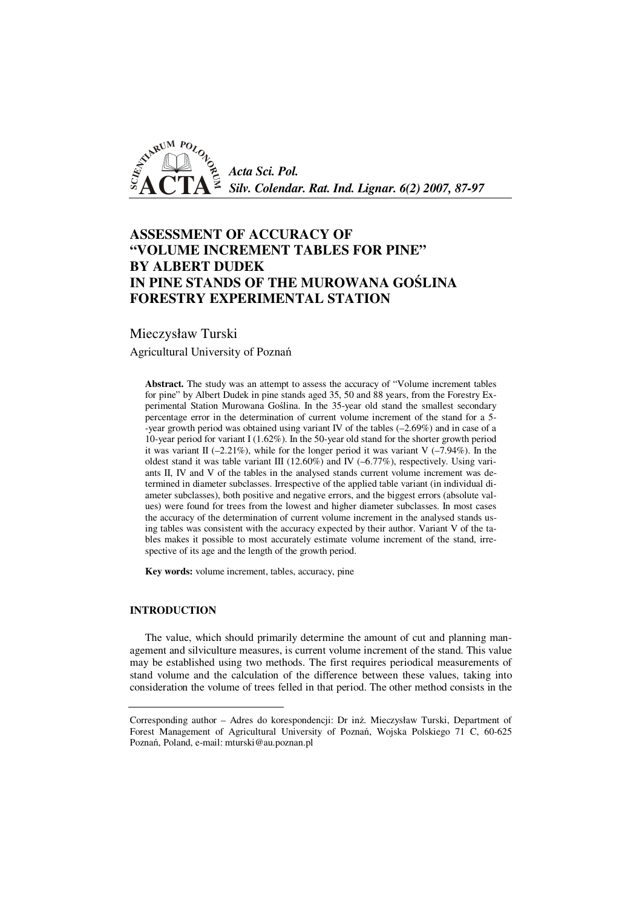# ASSESSMENT OF ACCURACY OF "VOLUME INCREMENT TABLES FOR PINE" BY ALBERT DUDEK IN PINE STANDS OF THE MUROWANA GOŚLINA FORESTRY EXPERIMENTAL STATION

Mieczysław Turski

Agricultural University of Poznań

**Abstract.** The study was an attempt to assess the accuracy of "Volume increment tables for pine" by Albert Dudek in pine stands aged 35, 50 and 88 years, from the Forestry Experimental Station Murowana Goślina. In the 35-year old stand the smallest secondary percentage error in the determination of current volume increment of the stand for a 5-year growth period was obtained using variant IV of the tables (–2.69%) and in case of a 10-year period for variant I (1.62%). In the 50-year old stand for the shorter growth period it was variant II (–2.21%), while for the longer period it was variant V (–7.94%). In the oldest stand it was table variant III (12.60%) and IV (–6.77%), respectively. Using variants II, IV and V of the tables in the analysed stands current volume increment was determined in diameter subclasses. Irrespective of the applied table variant (in individual diameter subclasses), both positive and negative errors, and the biggest errors (absolute values) were found for trees from the lowest and higher diameter subclasses. In most cases the accuracy of the determination of current volume increment in the analysed stands using tables was consistent with the accuracy expected by their author. Variant V of the tables makes it possible to most accurately estimate volume increment of the stand, irrespective of its age and the length of the growth period.

**Key words:** volume increment, tables, accuracy, pine

## INTRODUCTION

The value, which should primarily determine the amount of cut and planning management and silviculture measures, is current volume increment of the stand. This value may be established using two methods. The first requires periodical measurements of stand volume and the calculation of the difference between these values, taking into consideration the volume of trees felled in that period. The other method consists in the

---

Corresponding author – Adres do korespondencji: Dr inż. Mieczysław Turski, Department of Forest Management of Agricultural University of Poznań, Wojska Polskiego 71 C, 60-625 Poznań, Poland, e-mail: mturski@au.poznan.pl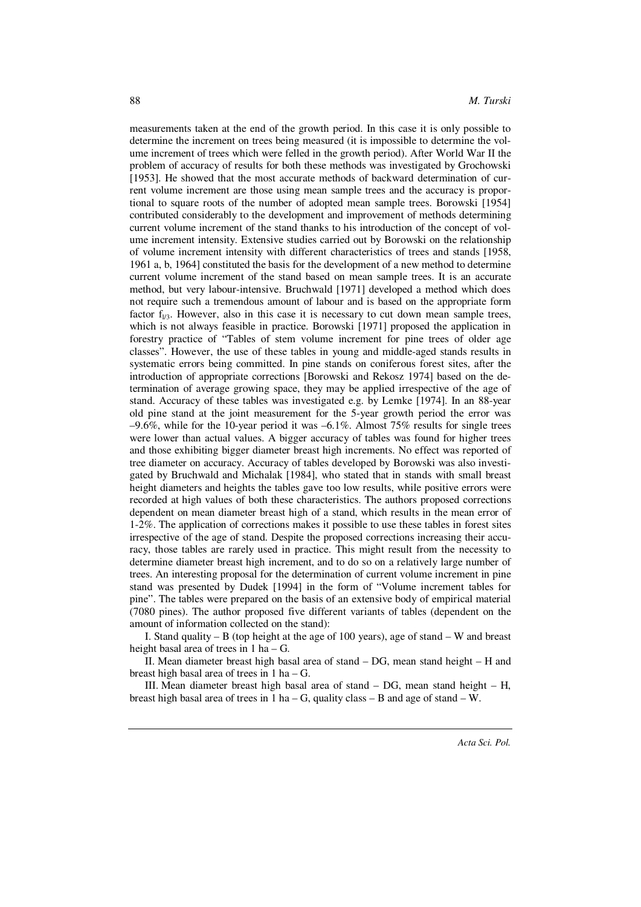measurements taken at the end of the growth period. In this case it is only possible to determine the increment on trees being measured (it is impossible to determine the volume increment of trees which were felled in the growth period). After World War II the problem of accuracy of results for both these methods was investigated by Grochowski [1953]. He showed that the most accurate methods of backward determination of current volume increment are those using mean sample trees and the accuracy is proportional to square roots of the number of adopted mean sample trees. Borowski [1954] contributed considerably to the development and improvement of methods determining current volume increment of the stand thanks to his introduction of the concept of volume increment intensity. Extensive studies carried out by Borowski on the relationship of volume increment intensity with different characteristics of trees and stands [1958, 1961 a, b, 1964] constituted the basis for the development of a new method to determine current volume increment of the stand based on mean sample trees. It is an accurate method, but very labour-intensive. Bruchwald [1971] developed a method which does not require such a tremendous amount of labour and is based on the appropriate form factor $f_{l/3}$. However, also in this case it is necessary to cut down mean sample trees, which is not always feasible in practice. Borowski [1971] proposed the application in forestry practice of "Tables of stem volume increment for pine trees of older age classes". However, the use of these tables in young and middle-aged stands results in systematic errors being committed. In pine stands on coniferous forest sites, after the introduction of appropriate corrections [Borowski and Rekosz 1974] based on the determination of average growing space, they may be applied irrespective of the age of stand. Accuracy of these tables was investigated e.g. by Lemke [1974]. In an 88-year old pine stand at the joint measurement for the 5-year growth period the error was –9.6%, while for the 10-year period it was –6.1%. Almost 75% results for single trees were lower than actual values. A bigger accuracy of tables was found for higher trees and those exhibiting bigger diameter breast high increments. No effect was reported of tree diameter on accuracy. Accuracy of tables developed by Borowski was also investigated by Bruchwald and Michalak [1984], who stated that in stands with small breast height diameters and heights the tables gave too low results, while positive errors were recorded at high values of both these characteristics. The authors proposed corrections dependent on mean diameter breast high of a stand, which results in the mean error of 1-2%. The application of corrections makes it possible to use these tables in forest sites irrespective of the age of stand. Despite the proposed corrections increasing their accuracy, those tables are rarely used in practice. This might result from the necessity to determine diameter breast high increment, and to do so on a relatively large number of trees. An interesting proposal for the determination of current volume increment in pine stand was presented by Dudek [1994] in the form of "Volume increment tables for pine". The tables were prepared on the basis of an extensive body of empirical material (7080 pines). The author proposed five different variants of tables (dependent on the amount of information collected on the stand):

I. Stand quality – B (top height at the age of 100 years), age of stand – W and breast height basal area of trees in 1 ha – G.

II. Mean diameter breast high basal area of stand – DG, mean stand height – H and breast high basal area of trees in 1 ha – G.

III. Mean diameter breast high basal area of stand – DG, mean stand height – H, breast high basal area of trees in 1 ha – G, quality class – B and age of stand – W.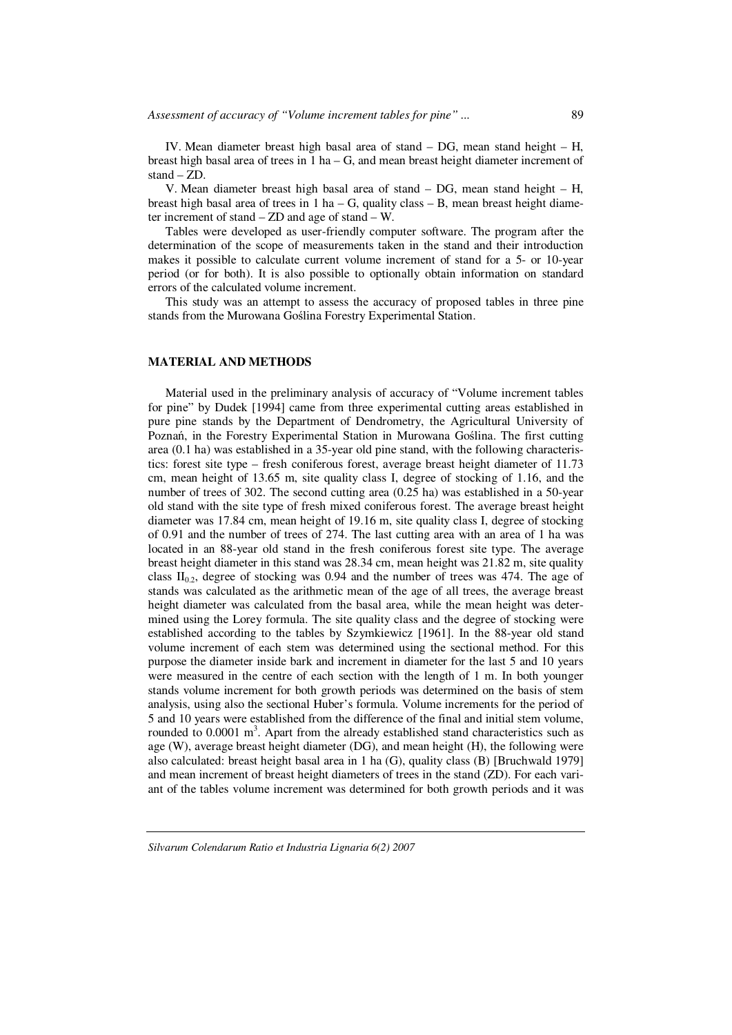IV. Mean diameter breast high basal area of stand – DG, mean stand height – H, breast high basal area of trees in 1 ha – G, and mean breast height diameter increment of stand – ZD.

V. Mean diameter breast high basal area of stand – DG, mean stand height – H, breast high basal area of trees in 1 ha – G, quality class – B, mean breast height diameter increment of stand – ZD and age of stand – W.

Tables were developed as user-friendly computer software. The program after the determination of the scope of measurements taken in the stand and their introduction makes it possible to calculate current volume increment of stand for a 5- or 10-year period (or for both). It is also possible to optionally obtain information on standard errors of the calculated volume increment.

This study was an attempt to assess the accuracy of proposed tables in three pine stands from the Murowana Goślina Forestry Experimental Station.

## MATERIAL AND METHODS

Material used in the preliminary analysis of accuracy of "Volume increment tables for pine" by Dudek [1994] came from three experimental cutting areas established in pure pine stands by the Department of Dendrometry, the Agricultural University of Poznań, in the Forestry Experimental Station in Murowana Goślina. The first cutting area (0.1 ha) was established in a 35-year old pine stand, with the following characteristics: forest site type – fresh coniferous forest, average breast height diameter of 11.73 cm, mean height of 13.65 m, site quality class I, degree of stocking of 1.16, and the number of trees of 302. The second cutting area (0.25 ha) was established in a 50-year old stand with the site type of fresh mixed coniferous forest. The average breast height diameter was 17.84 cm, mean height of 19.16 m, site quality class I, degree of stocking of 0.91 and the number of trees of 274. The last cutting area with an area of 1 ha was located in an 88-year old stand in the fresh coniferous forest site type. The average breast height diameter in this stand was 28.34 cm, mean height was 21.82 m, site quality class $II_{0.2}$, degree of stocking was 0.94 and the number of trees was 474. The age of stands was calculated as the arithmetic mean of the age of all trees, the average breast height diameter was calculated from the basal area, while the mean height was determined using the Lorey formula. The site quality class and the degree of stocking were established according to the tables by Szymkiewicz [1961]. In the 88-year old stand volume increment of each stem was determined using the sectional method. For this purpose the diameter inside bark and increment in diameter for the last 5 and 10 years were measured in the centre of each section with the length of 1 m. In both younger stands volume increment for both growth periods was determined on the basis of stem analysis, using also the sectional Huber's formula. Volume increments for the period of 5 and 10 years were established from the difference of the final and initial stem volume, rounded to 0.0001 $m^3$. Apart from the already established stand characteristics such as age (W), average breast height diameter (DG), and mean height (H), the following were also calculated: breast height basal area in 1 ha (G), quality class (B) [Bruchwald 1979] and mean increment of breast height diameters of trees in the stand (ZD). For each variant of the tables volume increment was determined for both growth periods and it was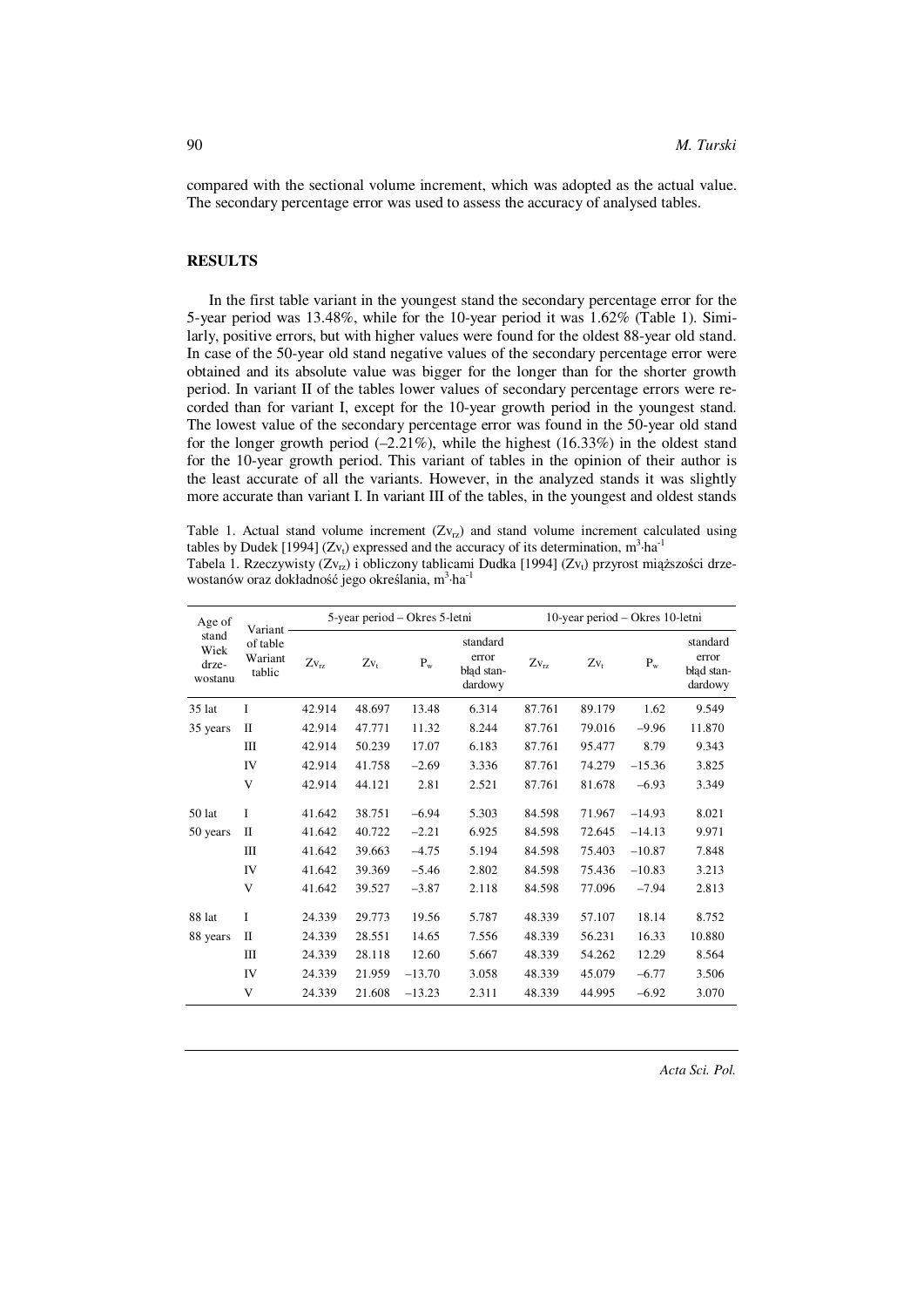compared with the sectional volume increment, which was adopted as the actual value. The secondary percentage error was used to assess the accuracy of analysed tables.

## RESULTS

In the first table variant in the youngest stand the secondary percentage error for the 5-year period was 13.48%, while for the 10-year period it was 1.62% (Table 1). Similarly, positive errors, but with higher values were found for the oldest 88-year old stand. In case of the 50-year old stand negative values of the secondary percentage error were obtained and its absolute value was bigger for the longer than for the shorter growth period. In variant II of the tables lower values of secondary percentage errors were recorded than for variant I, except for the 10-year growth period in the youngest stand. The lowest value of the secondary percentage error was found in the 50-year old stand for the longer growth period (–2.21%), while the highest (16.33%) in the oldest stand for the 10-year growth period. This variant of tables in the opinion of their author is the least accurate of all the variants. However, in the analyzed stands it was slightly more accurate than variant I. In variant III of the tables, in the youngest and oldest stands

Table 1. Actual stand volume increment ($Zv_{rz}$) and stand volume increment calculated using tables by Dudek [1994] ($Zv_t$) expressed and the accuracy of its determination, $m^3 \cdot ha^{-1}$
Tabela 1. Rzeczywisty ($Zv_{rz}$) i obliczony tablicami Dudka [1994] ($Zv_t$) przyrost miąższości drzewostanów oraz dokładność jego określania, $m^3 \cdot ha^{-1}$

| Age of stand Wiek drzewostanu | Variant of table Wariant tablic | 5-year period – Okres 5-letni | | | | 10-year period – Okres 10-letni | | | |
|---|---|---|---|---|---|---|---|---|---|
| | | $Zv_{rz}$ | $Zv_t$ | $P_w$ | standard error błąd standardowy | $Zv_{rz}$ | $Zv_t$ | $P_w$ | standard error błąd standardowy |
| 35 lat | I | 42.914 | 48.697 | 13.48 | 6.314 | 87.761 | 89.179 | 1.62 | 9.549 |
| 35 years | II | 42.914 | 47.771 | 11.32 | 8.244 | 87.761 | 79.016 | –9.96 | 11.870 |
| | III | 42.914 | 50.239 | 17.07 | 6.183 | 87.761 | 95.477 | 8.79 | 9.343 |
| | IV | 42.914 | 41.758 | –2.69 | 3.336 | 87.761 | 74.279 | –15.36 | 3.825 |
| | V | 42.914 | 44.121 | 2.81 | 2.521 | 87.761 | 81.678 | –6.93 | 3.349 |
| 50 lat | I | 41.642 | 38.751 | –6.94 | 5.303 | 84.598 | 71.967 | –14.93 | 8.021 |
| 50 years | II | 41.642 | 40.722 | –2.21 | 6.925 | 84.598 | 72.645 | –14.13 | 9.971 |
| | III | 41.642 | 39.663 | –4.75 | 5.194 | 84.598 | 75.403 | –10.87 | 7.848 |
| | IV | 41.642 | 39.369 | –5.46 | 2.802 | 84.598 | 75.436 | –10.83 | 3.213 |
| | V | 41.642 | 39.527 | –3.87 | 2.118 | 84.598 | 77.096 | –7.94 | 2.813 |
| 88 lat | I | 24.339 | 29.773 | 19.56 | 5.787 | 48.339 | 57.107 | 18.14 | 8.752 |
| 88 years | II | 24.339 | 28.551 | 14.65 | 7.556 | 48.339 | 56.231 | 16.33 | 10.880 |
| | III | 24.339 | 28.118 | 12.60 | 5.667 | 48.339 | 54.262 | 12.29 | 8.564 |
| | IV | 24.339 | 21.959 | –13.70 | 3.058 | 48.339 | 45.079 | –6.77 | 3.506 |
| | V | 24.339 | 21.608 | –13.23 | 2.311 | 48.339 | 44.995 | –6.92 | 3.070 |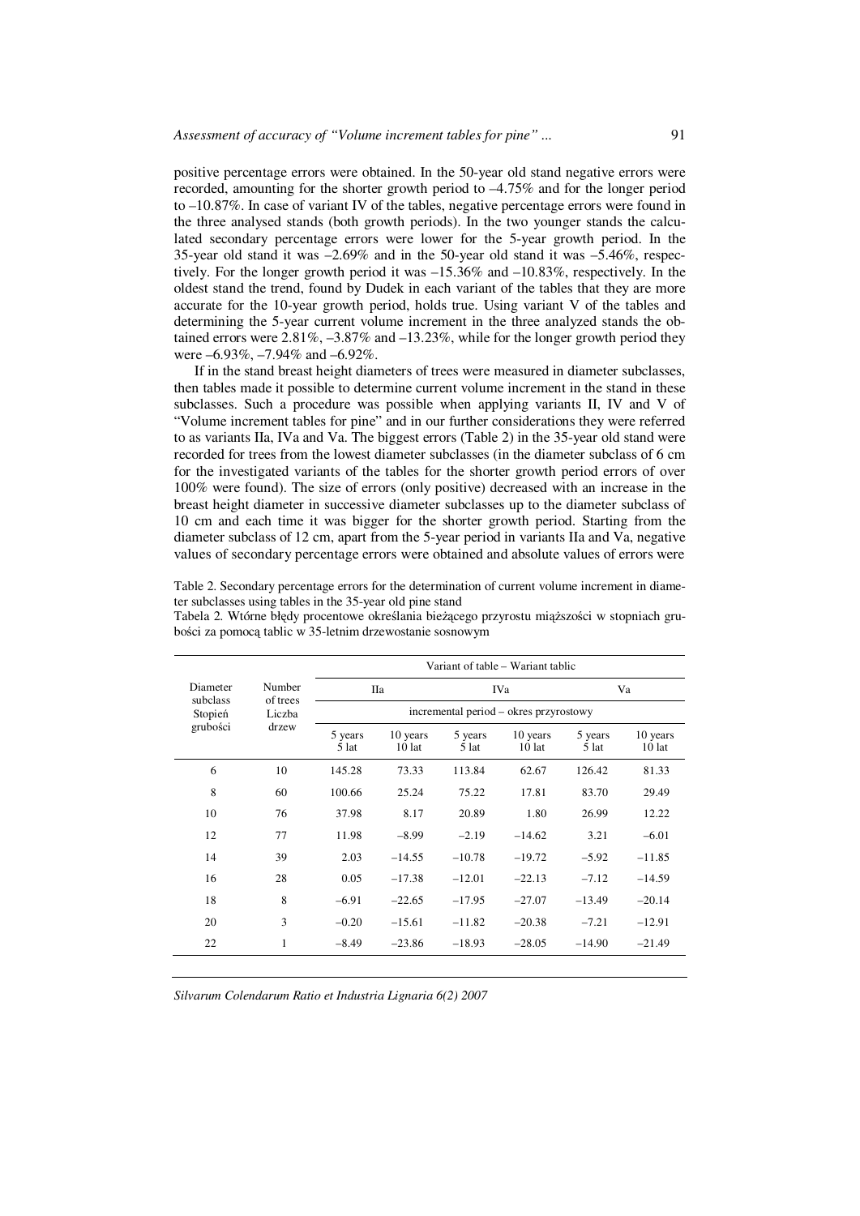positive percentage errors were obtained. In the 50-year old stand negative errors were recorded, amounting for the shorter growth period to –4.75% and for the longer period to –10.87%. In case of variant IV of the tables, negative percentage errors were found in the three analysed stands (both growth periods). In the two younger stands the calculated secondary percentage errors were lower for the 5-year growth period. In the 35-year old stand it was –2.69% and in the 50-year old stand it was –5.46%, respectively. For the longer growth period it was –15.36% and –10.83%, respectively. In the oldest stand the trend, found by Dudek in each variant of the tables that they are more accurate for the 10-year growth period, holds true. Using variant V of the tables and determining the 5-year current volume increment in the three analyzed stands the obtained errors were 2.81%, –3.87% and –13.23%, while for the longer growth period they were –6.93%, –7.94% and –6.92%.

If in the stand breast height diameters of trees were measured in diameter subclasses, then tables made it possible to determine current volume increment in the stand in these subclasses. Such a procedure was possible when applying variants II, IV and V of "Volume increment tables for pine" and in our further considerations they were referred to as variants IIa, IVa and Va. The biggest errors (Table 2) in the 35-year old stand were recorded for trees from the lowest diameter subclasses (in the diameter subclass of 6 cm for the investigated variants of the tables for the shorter growth period errors of over 100% were found). The size of errors (only positive) decreased with an increase in the breast height diameter in successive diameter subclasses up to the diameter subclass of 10 cm and each time it was bigger for the shorter growth period. Starting from the diameter subclass of 12 cm, apart from the 5-year period in variants IIa and Va, negative values of secondary percentage errors were obtained and absolute values of errors were

Table 2. Secondary percentage errors for the determination of current volume increment in diameter subclasses using tables in the 35-year old pine stand

Tabela 2. Wtórne błędy procentowe określania bieżącego przyrostu miąższości w stopniach grubości za pomocą tablic w 35-letnim drzewostanie sosnowym

| Diameter subclass Stopień grubości | Number of trees Liczba drzew | Variant of table – Wariant tablic | | | | | |
|---|---|---|---|---|---|---|---|
| | | IIa | | IVa | | Va | |
| | | incremental period – okres przyrostowy | | | | | |
| | | 5 years 5 lat | 10 years 10 lat | 5 years 5 lat | 10 years 10 lat | 5 years 5 lat | 10 years 10 lat |
| 6 | 10 | 145.28 | 73.33 | 113.84 | 62.67 | 126.42 | 81.33 |
| 8 | 60 | 100.66 | 25.24 | 75.22 | 17.81 | 83.70 | 29.49 |
| 10 | 76 | 37.98 | 8.17 | 20.89 | 1.80 | 26.99 | 12.22 |
| 12 | 77 | 11.98 | –8.99 | –2.19 | –14.62 | 3.21 | –6.01 |
| 14 | 39 | 2.03 | –14.55 | –10.78 | –19.72 | –5.92 | –11.85 |
| 16 | 28 | 0.05 | –17.38 | –12.01 | –22.13 | –7.12 | –14.59 |
| 18 | 8 | –6.91 | –22.65 | –17.95 | –27.07 | –13.49 | –20.14 |
| 20 | 3 | –0.20 | –15.61 | –11.82 | –20.38 | –7.21 | –12.91 |
| 22 | 1 | –8.49 | –23.86 | –18.93 | –28.05 | –14.90 | –21.49 |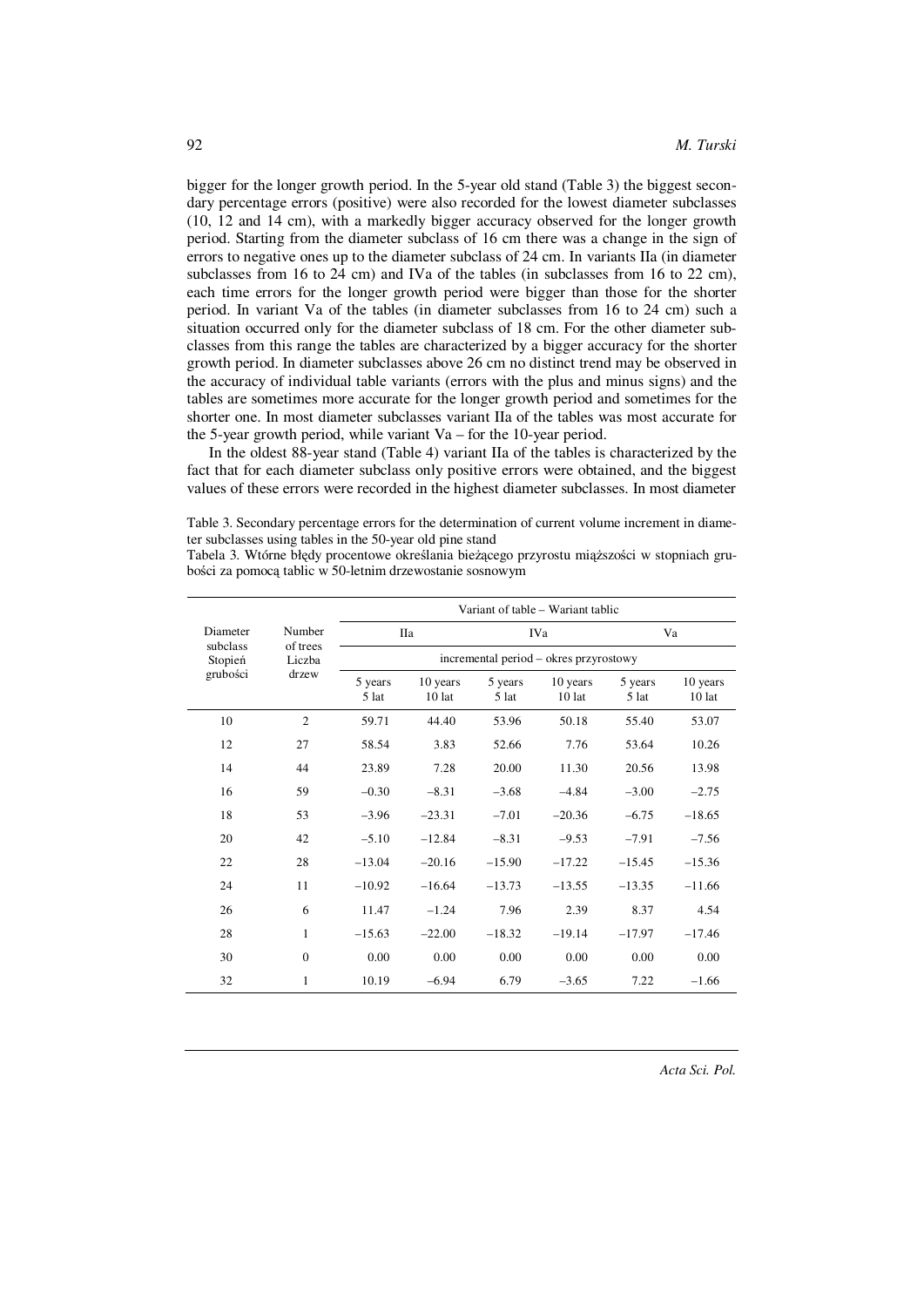bigger for the longer growth period. In the 5-year old stand (Table 3) the biggest secondary percentage errors (positive) were also recorded for the lowest diameter subclasses (10, 12 and 14 cm), with a markedly bigger accuracy observed for the longer growth period. Starting from the diameter subclass of 16 cm there was a change in the sign of errors to negative ones up to the diameter subclass of 24 cm. In variants IIa (in diameter subclasses from 16 to 24 cm) and IVa of the tables (in subclasses from 16 to 22 cm), each time errors for the longer growth period were bigger than those for the shorter period. In variant Va of the tables (in diameter subclasses from 16 to 24 cm) such a situation occurred only for the diameter subclass of 18 cm. For the other diameter subclasses from this range the tables are characterized by a bigger accuracy for the shorter growth period. In diameter subclasses above 26 cm no distinct trend may be observed in the accuracy of individual table variants (errors with the plus and minus signs) and the tables are sometimes more accurate for the longer growth period and sometimes for the shorter one. In most diameter subclasses variant IIa of the tables was most accurate for the 5-year growth period, while variant Va – for the 10-year period.

In the oldest 88-year stand (Table 4) variant IIa of the tables is characterized by the fact that for each diameter subclass only positive errors were obtained, and the biggest values of these errors were recorded in the highest diameter subclasses. In most diameter

Table 3. Secondary percentage errors for the determination of current volume increment in diameter subclasses using tables in the 50-year old pine stand
Tabela 3. Wtórne błędy procentowe określania bieżącego przyrostu miąższości w stopniach grubości za pomocą tablic w 50-letnim drzewostanie sosnowym

| Diameter subclass Stopień grubości | Number of trees Liczba drzew | Variant of table – Wariant tablic | | | | | |
|---|---|---|---|---|---|---|---|
| | | IIa | | IVa | | Va | |
| | | incremental period – okres przyrostowy | | | | | |
| | | 5 years 5 lat | 10 years 10 lat | 5 years 5 lat | 10 years 10 lat | 5 years 5 lat | 10 years 10 lat |
| 10 | 2 | 59.71 | 44.40 | 53.96 | 50.18 | 55.40 | 53.07 |
| 12 | 27 | 58.54 | 3.83 | 52.66 | 7.76 | 53.64 | 10.26 |
| 14 | 44 | 23.89 | 7.28 | 20.00 | 11.30 | 20.56 | 13.98 |
| 16 | 59 | –0.30 | –8.31 | –3.68 | –4.84 | –3.00 | –2.75 |
| 18 | 53 | –3.96 | –23.31 | –7.01 | –20.36 | –6.75 | –18.65 |
| 20 | 42 | –5.10 | –12.84 | –8.31 | –9.53 | –7.91 | –7.56 |
| 22 | 28 | –13.04 | –20.16 | –15.90 | –17.22 | –15.45 | –15.36 |
| 24 | 11 | –10.92 | –16.64 | –13.73 | –13.55 | –13.35 | –11.66 |
| 26 | 6 | 11.47 | –1.24 | 7.96 | 2.39 | 8.37 | 4.54 |
| 28 | 1 | –15.63 | –22.00 | –18.32 | –19.14 | –17.97 | –17.46 |
| 30 | 0 | 0.00 | 0.00 | 0.00 | 0.00 | 0.00 | 0.00 |
| 32 | 1 | 10.19 | –6.94 | 6.79 | –3.65 | 7.22 | –1.66 |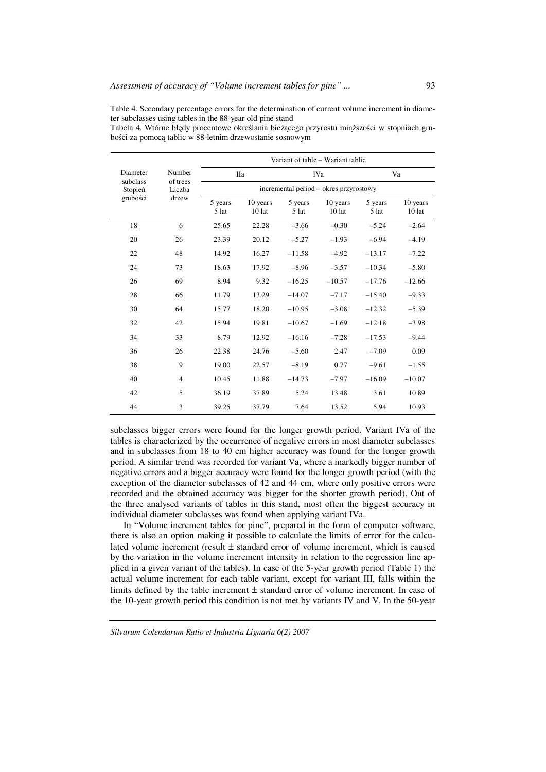Table 4. Secondary percentage errors for the determination of current volume increment in diameter subclasses using tables in the 88-year old pine stand
Tabela 4. Wtórne błędy procentowe określania bieżącego przyrostu miąższości w stopniach grubości za pomocą tablic w 88-letnim drzewostanie sosnowym

| Diameter subclass Stopień grubości | Number of trees Liczba drzew | Variant of table – Wariant tablic | | | | | |
|---|---|---|---|---|---|---|---|
| | | IIa | | IVa | | Va | |
| | | incremental period – okres przyrostowy | | | | | |
| | | 5 years 5 lat | 10 years 10 lat | 5 years 5 lat | 10 years 10 lat | 5 years 5 lat | 10 years 10 lat |
| 18 | 6 | 25.65 | 22.28 | −3.66 | −0.30 | −5.24 | −2.64 |
| 20 | 26 | 23.39 | 20.12 | −5.27 | −1.93 | −6.94 | −4.19 |
| 22 | 48 | 14.92 | 16.27 | −11.58 | −4.92 | −13.17 | −7.22 |
| 24 | 73 | 18.63 | 17.92 | −8.96 | −3.57 | −10.34 | −5.80 |
| 26 | 69 | 8.94 | 9.32 | −16.25 | −10.57 | −17.76 | −12.66 |
| 28 | 66 | 11.79 | 13.29 | −14.07 | −7.17 | −15.40 | −9.33 |
| 30 | 64 | 15.77 | 18.20 | −10.95 | −3.08 | −12.32 | −5.39 |
| 32 | 42 | 15.94 | 19.81 | −10.67 | −1.69 | −12.18 | −3.98 |
| 34 | 33 | 8.79 | 12.92 | −16.16 | −7.28 | −17.53 | −9.44 |
| 36 | 26 | 22.38 | 24.76 | −5.60 | 2.47 | −7.09 | 0.09 |
| 38 | 9 | 19.00 | 22.57 | −8.19 | 0.77 | −9.61 | −1.55 |
| 40 | 4 | 10.45 | 11.88 | −14.73 | −7.97 | −16.09 | −10.07 |
| 42 | 5 | 36.19 | 37.89 | 5.24 | 13.48 | 3.61 | 10.89 |
| 44 | 3 | 39.25 | 37.79 | 7.64 | 13.52 | 5.94 | 10.93 |

subclasses bigger errors were found for the longer growth period. Variant IVa of the tables is characterized by the occurrence of negative errors in most diameter subclasses and in subclasses from 18 to 40 cm higher accuracy was found for the longer growth period. A similar trend was recorded for variant Va, where a markedly bigger number of negative errors and a bigger accuracy were found for the longer growth period (with the exception of the diameter subclasses of 42 and 44 cm, where only positive errors were recorded and the obtained accuracy was bigger for the shorter growth period). Out of the three analysed variants of tables in this stand, most often the biggest accuracy in individual diameter subclasses was found when applying variant IVa.

In "Volume increment tables for pine", prepared in the form of computer software, there is also an option making it possible to calculate the limits of error for the calculated volume increment (result ± standard error of volume increment, which is caused by the variation in the volume increment intensity in relation to the regression line applied in a given variant of the tables). In case of the 5-year growth period (Table 1) the actual volume increment for each table variant, except for variant III, falls within the limits defined by the table increment ± standard error of volume increment. In case of the 10-year growth period this condition is not met by variants IV and V. In the 50-year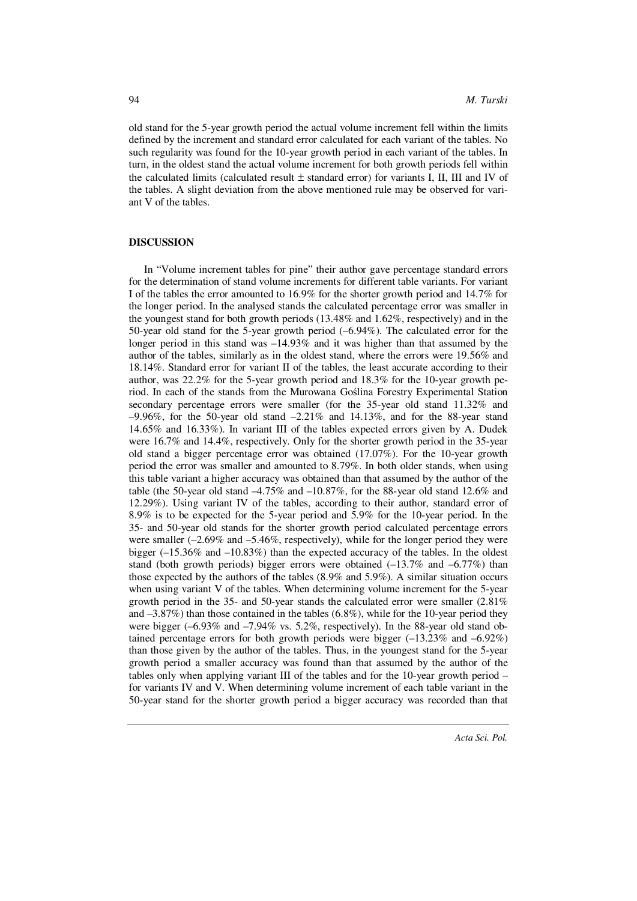old stand for the 5-year growth period the actual volume increment fell within the limits defined by the increment and standard error calculated for each variant of the tables. No such regularity was found for the 10-year growth period in each variant of the tables. In turn, in the oldest stand the actual volume increment for both growth periods fell within the calculated limits (calculated result ± standard error) for variants I, II, III and IV of the tables. A slight deviation from the above mentioned rule may be observed for variant V of the tables.

## DISCUSSION

In "Volume increment tables for pine" their author gave percentage standard errors for the determination of stand volume increments for different table variants. For variant I of the tables the error amounted to 16.9% for the shorter growth period and 14.7% for the longer period. In the analysed stands the calculated percentage error was smaller in the youngest stand for both growth periods (13.48% and 1.62%, respectively) and in the 50-year old stand for the 5-year growth period (–6.94%). The calculated error for the longer period in this stand was –14.93% and it was higher than that assumed by the author of the tables, similarly as in the oldest stand, where the errors were 19.56% and 18.14%. Standard error for variant II of the tables, the least accurate according to their author, was 22.2% for the 5-year growth period and 18.3% for the 10-year growth period. In each of the stands from the Murowana Goślina Forestry Experimental Station secondary percentage errors were smaller (for the 35-year old stand 11.32% and –9.96%, for the 50-year old stand –2.21% and 14.13%, and for the 88-year stand 14.65% and 16.33%). In variant III of the tables expected errors given by A. Dudek were 16.7% and 14.4%, respectively. Only for the shorter growth period in the 35-year old stand a bigger percentage error was obtained (17.07%). For the 10-year growth period the error was smaller and amounted to 8.79%. In both older stands, when using this table variant a higher accuracy was obtained than that assumed by the author of the table (the 50-year old stand –4.75% and –10.87%, for the 88-year old stand 12.6% and 12.29%). Using variant IV of the tables, according to their author, standard error of 8.9% is to be expected for the 5-year period and 5.9% for the 10-year period. In the 35- and 50-year old stands for the shorter growth period calculated percentage errors were smaller (–2.69% and –5.46%, respectively), while for the longer period they were bigger (–15.36% and –10.83%) than the expected accuracy of the tables. In the oldest stand (both growth periods) bigger errors were obtained (–13.7% and –6.77%) than those expected by the authors of the tables (8.9% and 5.9%). A similar situation occurs when using variant V of the tables. When determining volume increment for the 5-year growth period in the 35- and 50-year stands the calculated error were smaller (2.81% and –3.87%) than those contained in the tables (6.8%), while for the 10-year period they were bigger (–6.93% and –7.94% vs. 5.2%, respectively). In the 88-year old stand obtained percentage errors for both growth periods were bigger (–13.23% and –6.92%) than those given by the author of the tables. Thus, in the youngest stand for the 5-year growth period a smaller accuracy was found than that assumed by the author of the tables only when applying variant III of the tables and for the 10-year growth period – for variants IV and V. When determining volume increment of each table variant in the 50-year stand for the shorter growth period a bigger accuracy was recorded than that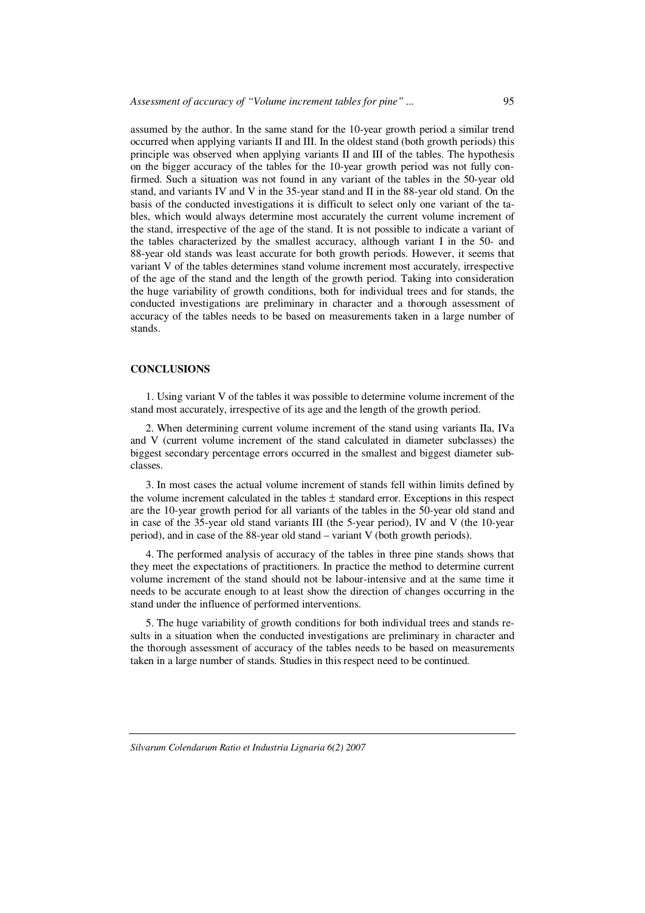assumed by the author. In the same stand for the 10-year growth period a similar trend occurred when applying variants II and III. In the oldest stand (both growth periods) this principle was observed when applying variants II and III of the tables. The hypothesis on the bigger accuracy of the tables for the 10-year growth period was not fully confirmed. Such a situation was not found in any variant of the tables in the 50-year old stand, and variants IV and V in the 35-year stand and II in the 88-year old stand. On the basis of the conducted investigations it is difficult to select only one variant of the tables, which would always determine most accurately the current volume increment of the stand, irrespective of the age of the stand. It is not possible to indicate a variant of the tables characterized by the smallest accuracy, although variant I in the 50- and 88-year old stands was least accurate for both growth periods. However, it seems that variant V of the tables determines stand volume increment most accurately, irrespective of the age of the stand and the length of the growth period. Taking into consideration the huge variability of growth conditions, both for individual trees and for stands, the conducted investigations are preliminary in character and a thorough assessment of accuracy of the tables needs to be based on measurements taken in a large number of stands.

## CONCLUSIONS

1. Using variant V of the tables it was possible to determine volume increment of the stand most accurately, irrespective of its age and the length of the growth period.

2. When determining current volume increment of the stand using variants IIa, IVa and V (current volume increment of the stand calculated in diameter subclasses) the biggest secondary percentage errors occurred in the smallest and biggest diameter subclasses.

3. In most cases the actual volume increment of stands fell within limits defined by the volume increment calculated in the tables ± standard error. Exceptions in this respect are the 10-year growth period for all variants of the tables in the 50-year old stand and in case of the 35-year old stand variants III (the 5-year period), IV and V (the 10-year period), and in case of the 88-year old stand – variant V (both growth periods).

4. The performed analysis of accuracy of the tables in three pine stands shows that they meet the expectations of practitioners. In practice the method to determine current volume increment of the stand should not be labour-intensive and at the same time it needs to be accurate enough to at least show the direction of changes occurring in the stand under the influence of performed interventions.

5. The huge variability of growth conditions for both individual trees and stands results in a situation when the conducted investigations are preliminary in character and the thorough assessment of accuracy of the tables needs to be based on measurements taken in a large number of stands. Studies in this respect need to be continued.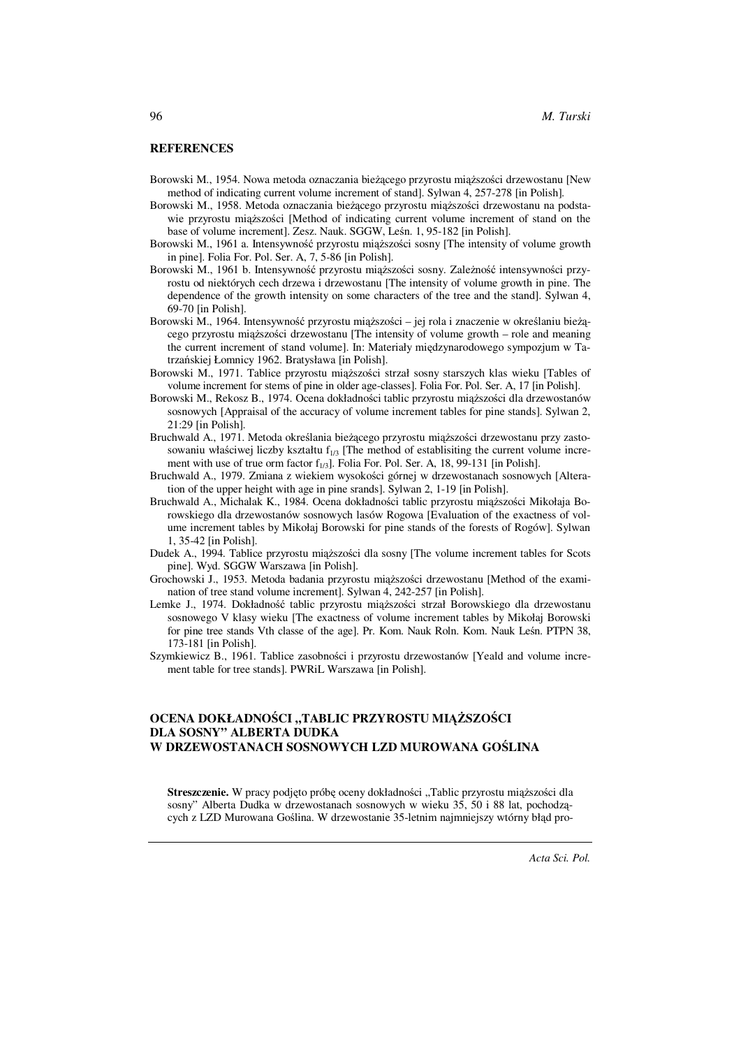## REFERENCES

Borowski M., 1954. Nowa metoda oznaczania bieżącego przyrostu miąższości drzewostanu [New method of indicating current volume increment of stand]. Sylwan 4, 257-278 [in Polish].

Borowski M., 1958. Metoda oznaczania bieżącego przyrostu miąższości drzewostanu na podstawie przyrostu miąższości [Method of indicating current volume increment of stand on the base of volume increment]. Zesz. Nauk. SGGW, Leśn. 1, 95-182 [in Polish].

Borowski M., 1961 a. Intensywność przyrostu miąższości sosny [The intensity of volume growth in pine]. Folia For. Pol. Ser. A, 7, 5-86 [in Polish].

Borowski M., 1961 b. Intensywność przyrostu miąższości sosny. Zależność intensywności przyrostu od niektórych cech drzewa i drzewostanu [The intensity of volume growth in pine. The dependence of the growth intensity on some characters of the tree and the stand]. Sylwan 4, 69-70 [in Polish].

Borowski M., 1964. Intensywność przyrostu miąższości – jej rola i znaczenie w określaniu bieżącego przyrostu miąższości drzewostanu [The intensity of volume growth – role and meaning the current increment of stand volume]. In: Materiały międzynarodowego sympozjum w Tatrzańskiej Łomnicy 1962. Bratysława [in Polish].

Borowski M., 1971. Tablice przyrostu miąższości strzał sosny starszych klas wieku [Tables of volume increment for stems of pine in older age-classes]. Folia For. Pol. Ser. A, 17 [in Polish].

Borowski M., Rekosz B., 1974. Ocena dokładności tablic przyrostu miąższości dla drzewostanów sosnowych [Appraisal of the accuracy of volume increment tables for pine stands]. Sylwan 2, 21:29 [in Polish].

Bruchwald A., 1971. Metoda określania bieżącego przyrostu miąższości drzewostanu przy zastosowaniu właściwej liczby kształtu $f_{1/3}$ [The method of establisiting the current volume increment with use of true orm factor $f_{1/3}$]. Folia For. Pol. Ser. A, 18, 99-131 [in Polish].

Bruchwald A., 1979. Zmiana z wiekiem wysokości górnej w drzewostanach sosnowych [Alteration of the upper height with age in pine srands]. Sylwan 2, 1-19 [in Polish].

Bruchwald A., Michalak K., 1984. Ocena dokładności tablic przyrostu miąższości Mikołaja Borowskiego dla drzewostanów sosnowych lasów Rogowa [Evaluation of the exactness of volume increment tables by Mikołaj Borowski for pine stands of the forests of Rogów]. Sylwan 1, 35-42 [in Polish].

Dudek A., 1994. Tablice przyrostu miąższości dla sosny [The volume increment tables for Scots pine]. Wyd. SGGW Warszawa [in Polish].

Grochowski J., 1953. Metoda badania przyrostu miąższości drzewostanu [Method of the examination of tree stand volume increment]. Sylwan 4, 242-257 [in Polish].

Lemke J., 1974. Dokładność tablic przyrostu miąższości strzał Borowskiego dla drzewostanu sosnowego V klasy wieku [The exactness of volume increment tables by Mikołaj Borowski for pine tree stands Vth classe of the age]. Pr. Kom. Nauk Roln. Kom. Nauk Leśn. PTPN 38, 173-181 [in Polish].

Szymkiewicz B., 1961. Tablice zasobności i przyrostu drzewostanów [Yeald and volume increment table for tree stands]. PWRiL Warszawa [in Polish].

## OCENA DOKŁADNOŚCI „TABLIC PRZYROSTU MIĄŻSZOŚCI DLA SOSNY" ALBERTA DUDKA W DRZEWOSTANACH SOSNOWYCH LZD MUROWANA GOŚLINA

**Streszczenie.** W pracy podjęto próbę oceny dokładności „Tablic przyrostu miąższości dla sosny" Alberta Dudka w drzewostanach sosnowych w wieku 35, 50 i 88 lat, pochodzących z LZD Murowana Goślina. W drzewostanie 35-letnim najmniejszy wtórny błąd pro-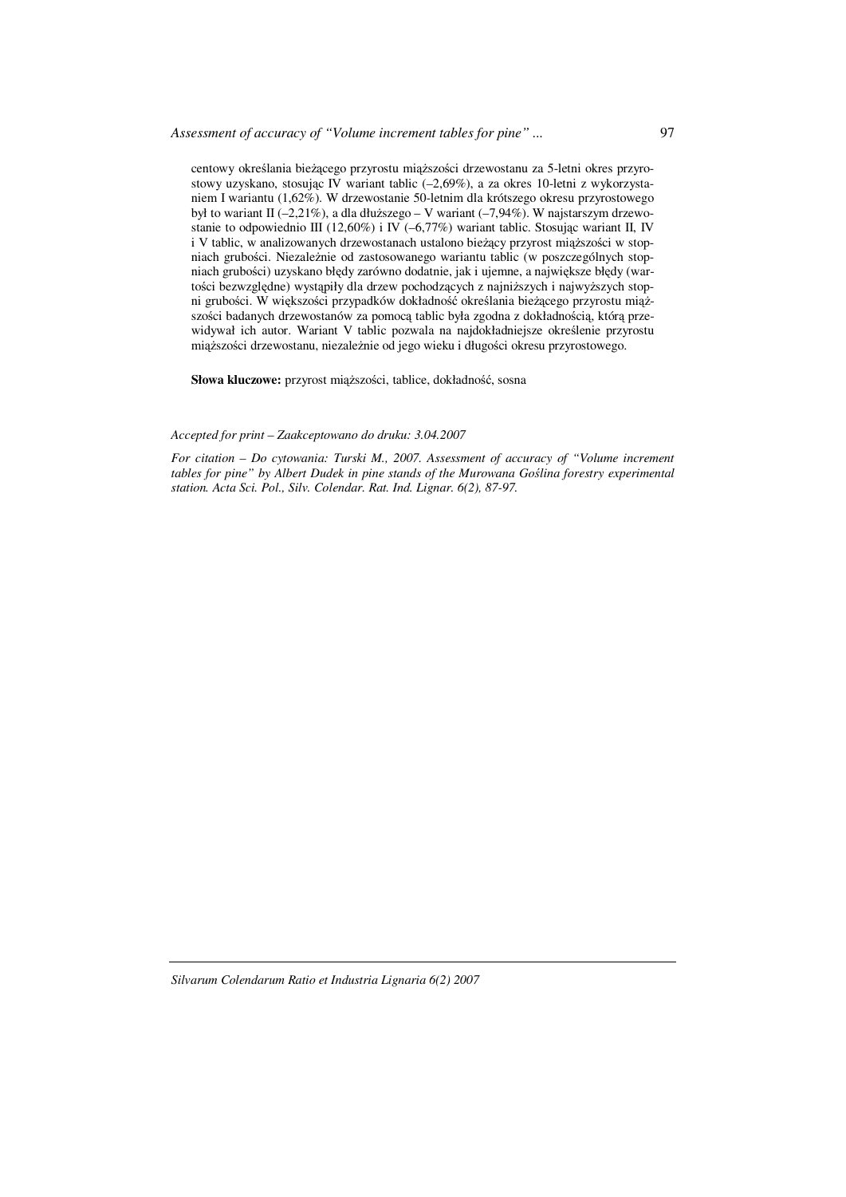centowy określania bieżącego przyrostu miąższości drzewostanu za 5-letni okres przyrostowy uzyskano, stosując IV wariant tablic (–2,69%), a za okres 10-letni z wykorzystaniem I wariantu (1,62%). W drzewostanie 50-letnim dla krótszego okresu przyrostowego był to wariant II (–2,21%), a dla dłuższego – V wariant (–7,94%). W najstarszym drzewostanie to odpowiednio III (12,60%) i IV (–6,77%) wariant tablic. Stosując wariant II, IV i V tablic, w analizowanych drzewostanach ustalono bieżący przyrost miąższości w stopniach grubości. Niezależnie od zastosowanego wariantu tablic (w poszczególnych stopniach grubości) uzyskano błędy zarówno dodatnie, jak i ujemne, a największe błędy (wartości bezwzględne) wystąpiły dla drzew pochodzących z najniższych i najwyższych stopni grubości. W większości przypadków dokładność określania bieżącego przyrostu miąższości badanych drzewostanów za pomocą tablic była zgodna z dokładnością, którą przewidywał ich autor. Wariant V tablic pozwala na najdokładniejsze określenie przyrostu miąższości drzewostanu, niezależnie od jego wieku i długości okresu przyrostowego.

**Słowa kluczowe:** przyrost miąższości, tablice, dokładność, sosna

*Accepted for print – Zaakceptowano do druku: 3.04.2007*

*For citation – Do cytowania: Turski M., 2007. Assessment of accuracy of "Volume increment tables for pine" by Albert Dudek in pine stands of the Murowana Goślina forestry experimental station. Acta Sci. Pol., Silv. Colendar. Rat. Ind. Lignar. 6(2), 87-97.*